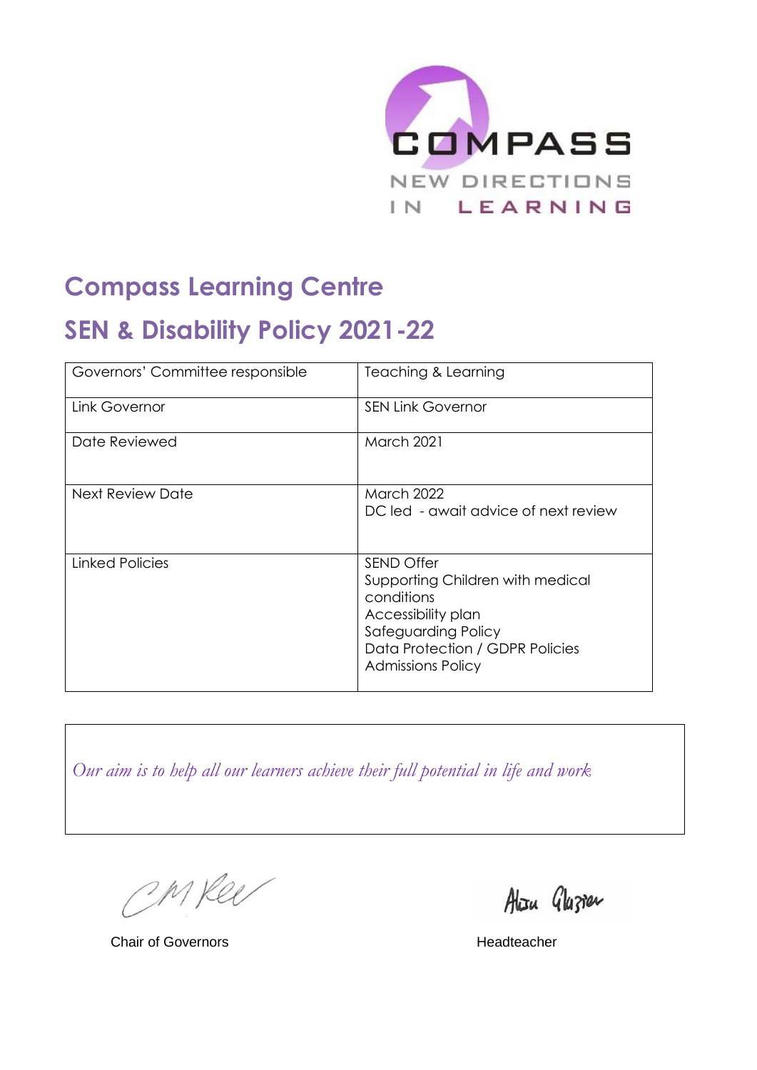COMPASS
NEW DIRECTIONS
IN LEARNING

# Compass Learning Centre

# SEN & Disability Policy 2021-22

| Governors' Committee responsible | Teaching & Learning |
|---|---|
| Link Governor | SEN Link Governor |
| Date Reviewed | March 2021 |
| Next Review Date | March 2022<br>DC led - await advice of next review |
| Linked Policies | SEND Offer<br>Supporting Children with medical conditions<br>Accessibility plan<br>Safeguarding Policy<br>Data Protection / GDPR Policies<br>Admissions Policy |

*Our aim is to help all our learners achieve their full potential in life and work*

Chair of Governors

Headteacher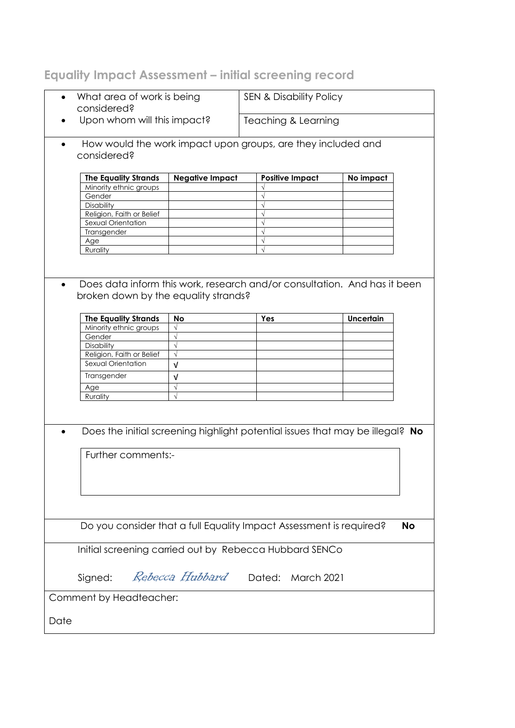## Equality Impact Assessment – initial screening record

| | |
|---|---|
| • What area of work is being considered? | SEN & Disability Policy |
| • Upon whom will this impact? | Teaching & Learning |

- How would the work impact upon groups, are they included and considered?

| The Equality Strands | Negative Impact | Positive Impact | No impact |
|---|---|---|---|
| Minority ethnic groups | | √ | |
| Gender | | √ | |
| Disability | | √ | |
| Religion, Faith or Belief | | √ | |
| Sexual Orientation | | √ | |
| Transgender | | √ | |
| Age | | √ | |
| Rurality | | √ | |

- Does data inform this work, research and/or consultation. And has it been broken down by the equality strands?

| The Equality Strands | No | Yes | Uncertain |
|---|---|---|---|
| Minority ethnic groups | √ | | |
| Gender | √ | | |
| Disability | √ | | |
| Religion, Faith or Belief | √ | | |
| Sexual Orientation | √ | | |
| Transgender | √ | | |
| Age | √ | | |
| Rurality | √ | | |

- Does the initial screening highlight potential issues that may be illegal? **No**

Further comments:-

Do you consider that a full Equality Impact Assessment is required? **No**

Initial screening carried out by Rebecca Hubbard SENCo

Signed: *Rebecca Hubbard* Dated: March 2021

Comment by Headteacher:

Date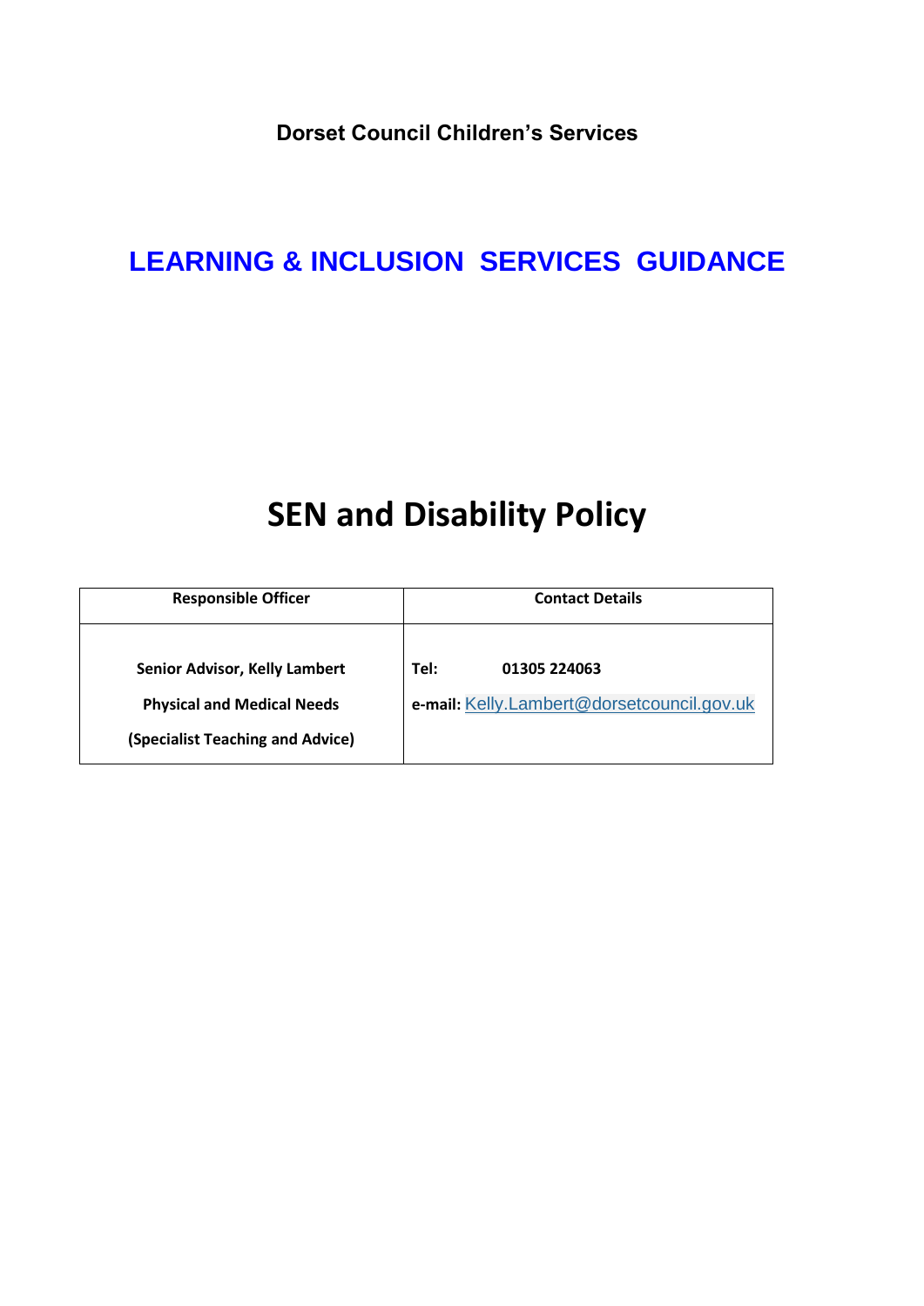**Dorset Council Children's Services**

# LEARNING & INCLUSION SERVICES GUIDANCE

# SEN and Disability Policy

| Responsible Officer | Contact Details |
|---|---|
| **Senior Advisor, Kelly Lambert**<br>**Physical and Medical Needs**<br>**(Specialist Teaching and Advice)** | **Tel:** **01305 224063**<br>**e-mail:** Kelly.Lambert@dorsetcouncil.gov.uk |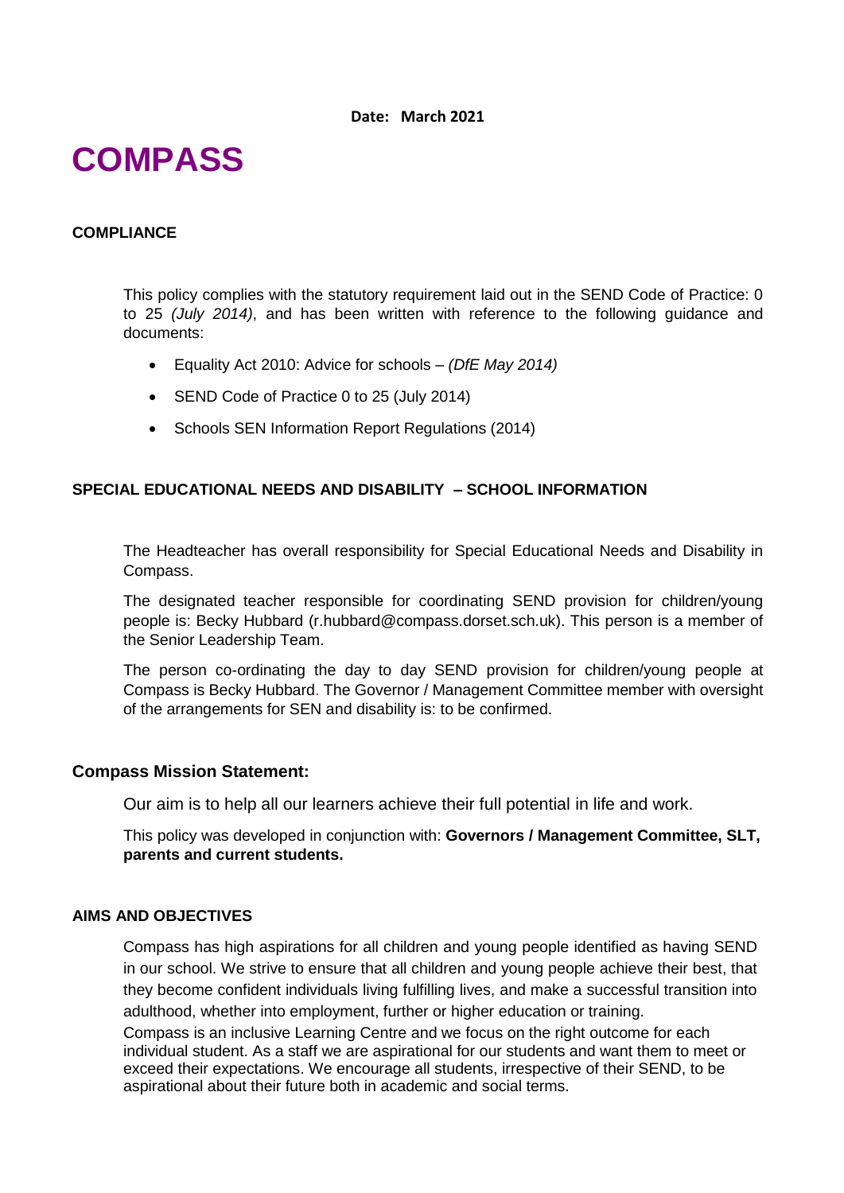**Date: March 2021**

# COMPASS

### COMPLIANCE

This policy complies with the statutory requirement laid out in the SEND Code of Practice: 0 to 25 *(July 2014)*, and has been written with reference to the following guidance and documents:

- Equality Act 2010: Advice for schools – *(DfE May 2014)*
- SEND Code of Practice 0 to 25 (July 2014)
- Schools SEN Information Report Regulations (2014)

### SPECIAL EDUCATIONAL NEEDS AND DISABILITY – SCHOOL INFORMATION

The Headteacher has overall responsibility for Special Educational Needs and Disability in Compass.

The designated teacher responsible for coordinating SEND provision for children/young people is: Becky Hubbard (r.hubbard@compass.dorset.sch.uk). This person is a member of the Senior Leadership Team.

The person co-ordinating the day to day SEND provision for children/young people at Compass is Becky Hubbard. The Governor / Management Committee member with oversight of the arrangements for SEN and disability is: to be confirmed.

### Compass Mission Statement:

Our aim is to help all our learners achieve their full potential in life and work.

This policy was developed in conjunction with: **Governors / Management Committee, SLT, parents and current students.**

### AIMS AND OBJECTIVES

Compass has high aspirations for all children and young people identified as having SEND in our school. We strive to ensure that all children and young people achieve their best, that they become confident individuals living fulfilling lives, and make a successful transition into adulthood, whether into employment, further or higher education or training.

Compass is an inclusive Learning Centre and we focus on the right outcome for each individual student. As a staff we are aspirational for our students and want them to meet or exceed their expectations. We encourage all students, irrespective of their SEND, to be aspirational about their future both in academic and social terms.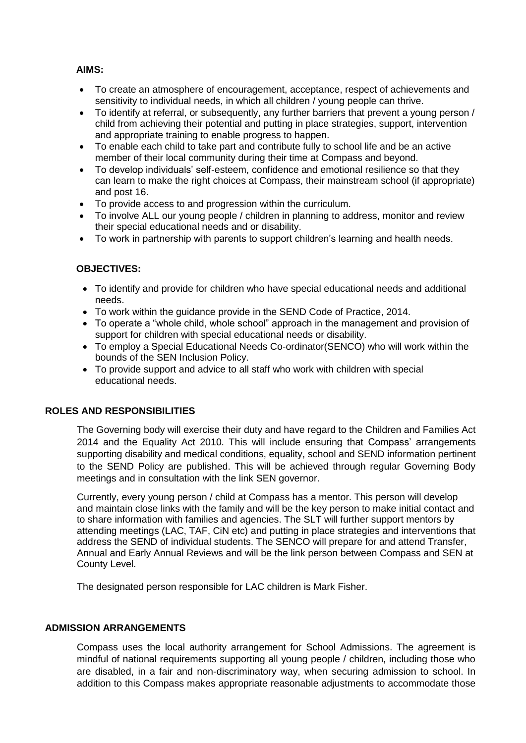**AIMS:**

- To create an atmosphere of encouragement, acceptance, respect of achievements and sensitivity to individual needs, in which all children / young people can thrive.
- To identify at referral, or subsequently, any further barriers that prevent a young person / child from achieving their potential and putting in place strategies, support, intervention and appropriate training to enable progress to happen.
- To enable each child to take part and contribute fully to school life and be an active member of their local community during their time at Compass and beyond.
- To develop individuals' self-esteem, confidence and emotional resilience so that they can learn to make the right choices at Compass, their mainstream school (if appropriate) and post 16.
- To provide access to and progression within the curriculum.
- To involve ALL our young people / children in planning to address, monitor and review their special educational needs and or disability.
- To work in partnership with parents to support children's learning and health needs.

**OBJECTIVES:**

- To identify and provide for children who have special educational needs and additional needs.
- To work within the guidance provide in the SEND Code of Practice, 2014.
- To operate a "whole child, whole school" approach in the management and provision of support for children with special educational needs or disability.
- To employ a Special Educational Needs Co-ordinator(SENCO) who will work within the bounds of the SEN Inclusion Policy.
- To provide support and advice to all staff who work with children with special educational needs.

**ROLES AND RESPONSIBILITIES**

The Governing body will exercise their duty and have regard to the Children and Families Act 2014 and the Equality Act 2010. This will include ensuring that Compass' arrangements supporting disability and medical conditions, equality, school and SEND information pertinent to the SEND Policy are published. This will be achieved through regular Governing Body meetings and in consultation with the link SEN governor.

Currently, every young person / child at Compass has a mentor. This person will develop and maintain close links with the family and will be the key person to make initial contact and to share information with families and agencies. The SLT will further support mentors by attending meetings (LAC, TAF, CiN etc) and putting in place strategies and interventions that address the SEND of individual students. The SENCO will prepare for and attend Transfer, Annual and Early Annual Reviews and will be the link person between Compass and SEN at County Level.

The designated person responsible for LAC children is Mark Fisher.

**ADMISSION ARRANGEMENTS**

Compass uses the local authority arrangement for School Admissions. The agreement is mindful of national requirements supporting all young people / children, including those who are disabled, in a fair and non-discriminatory way, when securing admission to school. In addition to this Compass makes appropriate reasonable adjustments to accommodate those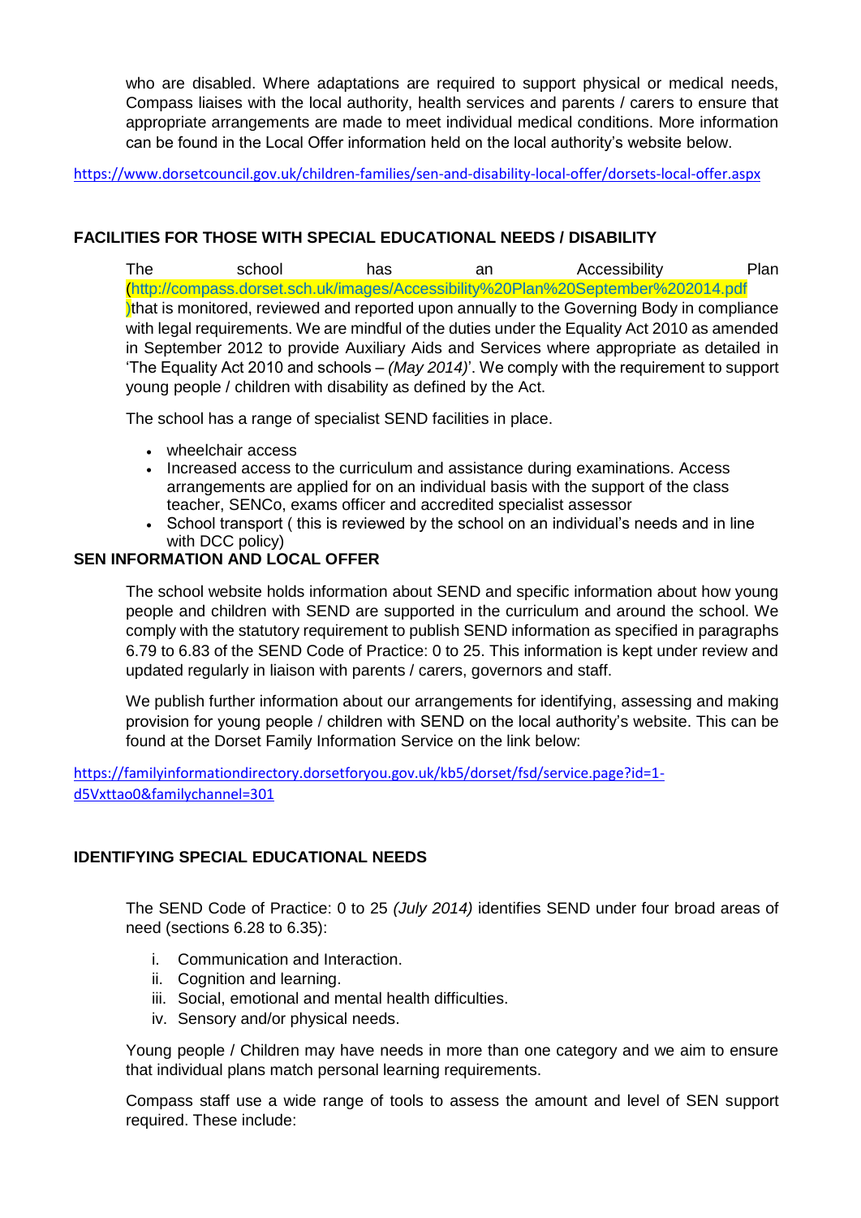who are disabled. Where adaptations are required to support physical or medical needs, Compass liaises with the local authority, health services and parents / carers to ensure that appropriate arrangements are made to meet individual medical conditions. More information can be found in the Local Offer information held on the local authority's website below.

https://www.dorsetcouncil.gov.uk/children-families/sen-and-disability-local-offer/dorsets-local-offer.aspx

## FACILITIES FOR THOSE WITH SPECIAL EDUCATIONAL NEEDS / DISABILITY

The school has an Accessibility Plan (http://compass.dorset.sch.uk/images/Accessibility%20Plan%20September%202014.pdf )that is monitored, reviewed and reported upon annually to the Governing Body in compliance with legal requirements. We are mindful of the duties under the Equality Act 2010 as amended in September 2012 to provide Auxiliary Aids and Services where appropriate as detailed in 'The Equality Act 2010 and schools – *(May 2014)*'. We comply with the requirement to support young people / children with disability as defined by the Act.

The school has a range of specialist SEND facilities in place.

- wheelchair access
- Increased access to the curriculum and assistance during examinations. Access arrangements are applied for on an individual basis with the support of the class teacher, SENCo, exams officer and accredited specialist assessor
- School transport ( this is reviewed by the school on an individual's needs and in line with DCC policy)

## SEN INFORMATION AND LOCAL OFFER

The school website holds information about SEND and specific information about how young people and children with SEND are supported in the curriculum and around the school. We comply with the statutory requirement to publish SEND information as specified in paragraphs 6.79 to 6.83 of the SEND Code of Practice: 0 to 25. This information is kept under review and updated regularly in liaison with parents / carers, governors and staff.

We publish further information about our arrangements for identifying, assessing and making provision for young people / children with SEND on the local authority's website. This can be found at the Dorset Family Information Service on the link below:

https://familyinformationdirectory.dorsetforyou.gov.uk/kb5/dorset/fsd/service.page?id=1-d5Vxttao0&familychannel=301

## IDENTIFYING SPECIAL EDUCATIONAL NEEDS

The SEND Code of Practice: 0 to 25 *(July 2014)* identifies SEND under four broad areas of need (sections 6.28 to 6.35):

i. Communication and Interaction.
ii. Cognition and learning.
iii. Social, emotional and mental health difficulties.
iv. Sensory and/or physical needs.

Young people / Children may have needs in more than one category and we aim to ensure that individual plans match personal learning requirements.

Compass staff use a wide range of tools to assess the amount and level of SEN support required. These include: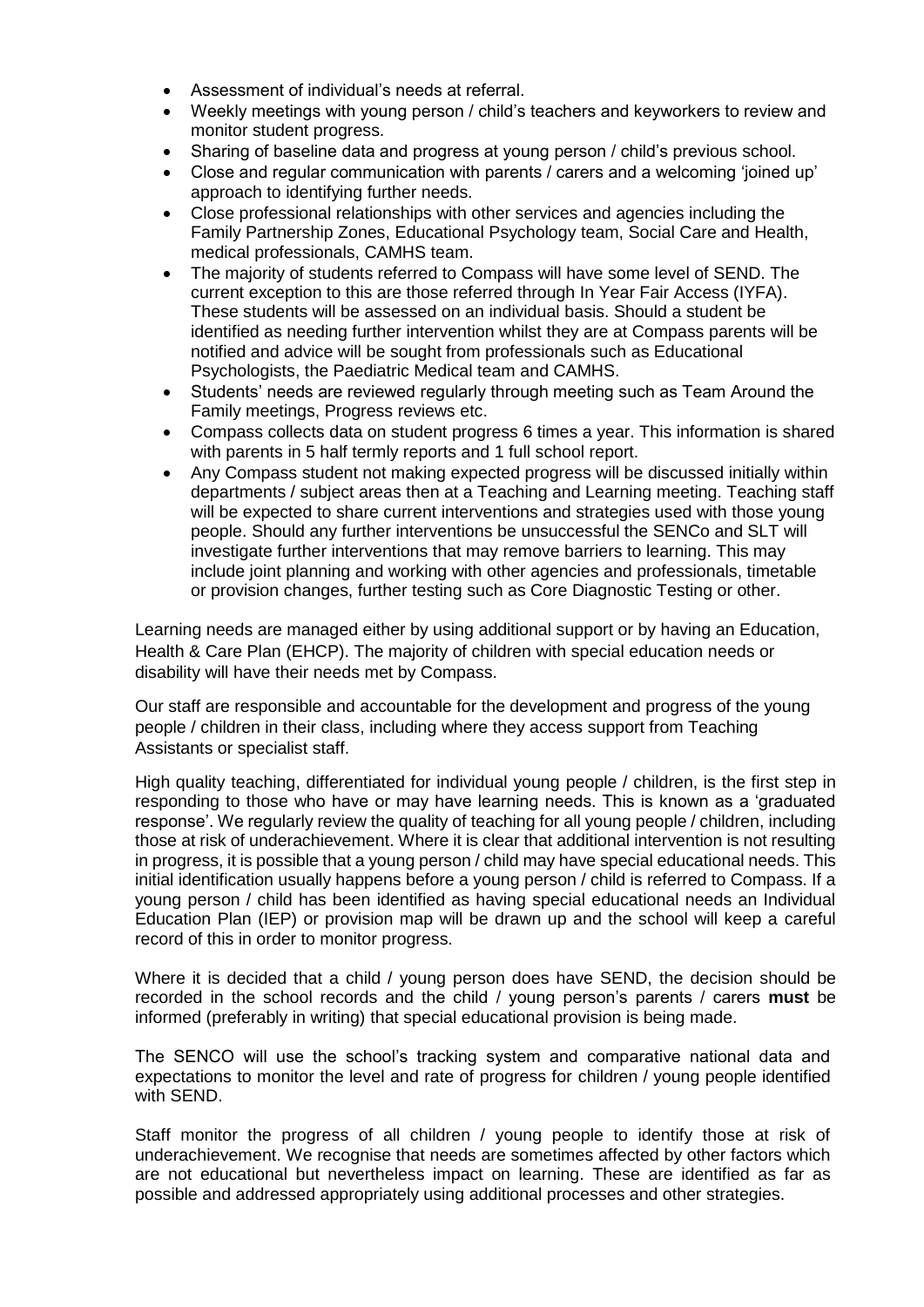- Assessment of individual's needs at referral.
- Weekly meetings with young person / child's teachers and keyworkers to review and monitor student progress.
- Sharing of baseline data and progress at young person / child's previous school.
- Close and regular communication with parents / carers and a welcoming 'joined up' approach to identifying further needs.
- Close professional relationships with other services and agencies including the Family Partnership Zones, Educational Psychology team, Social Care and Health, medical professionals, CAMHS team.
- The majority of students referred to Compass will have some level of SEND. The current exception to this are those referred through In Year Fair Access (IYFA). These students will be assessed on an individual basis. Should a student be identified as needing further intervention whilst they are at Compass parents will be notified and advice will be sought from professionals such as Educational Psychologists, the Paediatric Medical team and CAMHS.
- Students' needs are reviewed regularly through meeting such as Team Around the Family meetings, Progress reviews etc.
- Compass collects data on student progress 6 times a year. This information is shared with parents in 5 half termly reports and 1 full school report.
- Any Compass student not making expected progress will be discussed initially within departments / subject areas then at a Teaching and Learning meeting. Teaching staff will be expected to share current interventions and strategies used with those young people. Should any further interventions be unsuccessful the SENCo and SLT will investigate further interventions that may remove barriers to learning. This may include joint planning and working with other agencies and professionals, timetable or provision changes, further testing such as Core Diagnostic Testing or other.

Learning needs are managed either by using additional support or by having an Education, Health & Care Plan (EHCP). The majority of children with special education needs or disability will have their needs met by Compass.

Our staff are responsible and accountable for the development and progress of the young people / children in their class, including where they access support from Teaching Assistants or specialist staff.

High quality teaching, differentiated for individual young people / children, is the first step in responding to those who have or may have learning needs. This is known as a 'graduated response'. We regularly review the quality of teaching for all young people / children, including those at risk of underachievement. Where it is clear that additional intervention is not resulting in progress, it is possible that a young person / child may have special educational needs. This initial identification usually happens before a young person / child is referred to Compass. If a young person / child has been identified as having special educational needs an Individual Education Plan (IEP) or provision map will be drawn up and the school will keep a careful record of this in order to monitor progress.

Where it is decided that a child / young person does have SEND, the decision should be recorded in the school records and the child / young person's parents / carers **must** be informed (preferably in writing) that special educational provision is being made.

The SENCO will use the school's tracking system and comparative national data and expectations to monitor the level and rate of progress for children / young people identified with SEND.

Staff monitor the progress of all children / young people to identify those at risk of underachievement. We recognise that needs are sometimes affected by other factors which are not educational but nevertheless impact on learning. These are identified as far as possible and addressed appropriately using additional processes and other strategies.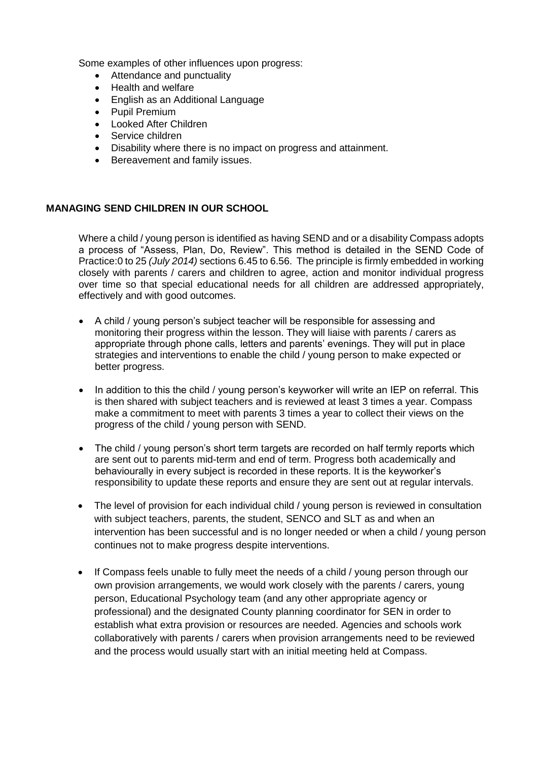Some examples of other influences upon progress:

- Attendance and punctuality
- Health and welfare
- English as an Additional Language
- Pupil Premium
- Looked After Children
- Service children
- Disability where there is no impact on progress and attainment.
- Bereavement and family issues.

## MANAGING SEND CHILDREN IN OUR SCHOOL

Where a child / young person is identified as having SEND and or a disability Compass adopts a process of "Assess, Plan, Do, Review". This method is detailed in the SEND Code of Practice:0 to 25 *(July 2014)* sections 6.45 to 6.56. The principle is firmly embedded in working closely with parents / carers and children to agree, action and monitor individual progress over time so that special educational needs for all children are addressed appropriately, effectively and with good outcomes.

- A child / young person's subject teacher will be responsible for assessing and monitoring their progress within the lesson. They will liaise with parents / carers as appropriate through phone calls, letters and parents' evenings. They will put in place strategies and interventions to enable the child / young person to make expected or better progress.

- In addition to this the child / young person's keyworker will write an IEP on referral. This is then shared with subject teachers and is reviewed at least 3 times a year. Compass make a commitment to meet with parents 3 times a year to collect their views on the progress of the child / young person with SEND.

- The child / young person's short term targets are recorded on half termly reports which are sent out to parents mid-term and end of term. Progress both academically and behaviourally in every subject is recorded in these reports. It is the keyworker's responsibility to update these reports and ensure they are sent out at regular intervals.

- The level of provision for each individual child / young person is reviewed in consultation with subject teachers, parents, the student, SENCO and SLT as and when an intervention has been successful and is no longer needed or when a child / young person continues not to make progress despite interventions.

- If Compass feels unable to fully meet the needs of a child / young person through our own provision arrangements, we would work closely with the parents / carers, young person, Educational Psychology team (and any other appropriate agency or professional) and the designated County planning coordinator for SEN in order to establish what extra provision or resources are needed. Agencies and schools work collaboratively with parents / carers when provision arrangements need to be reviewed and the process would usually start with an initial meeting held at Compass.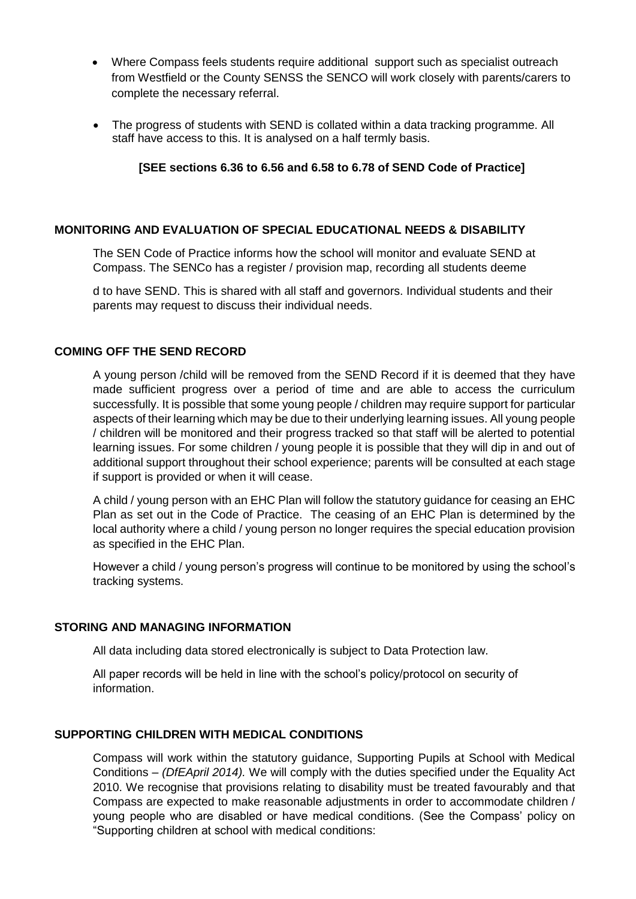- Where Compass feels students require additional support such as specialist outreach from Westfield or the County SENSS the SENCO will work closely with parents/carers to complete the necessary referral.
- The progress of students with SEND is collated within a data tracking programme. All staff have access to this. It is analysed on a half termly basis.

**[SEE sections 6.36 to 6.56 and 6.58 to 6.78 of SEND Code of Practice]**

## MONITORING AND EVALUATION OF SPECIAL EDUCATIONAL NEEDS & DISABILITY

The SEN Code of Practice informs how the school will monitor and evaluate SEND at Compass. The SENCo has a register / provision map, recording all students deeme

d to have SEND. This is shared with all staff and governors. Individual students and their parents may request to discuss their individual needs.

## COMING OFF THE SEND RECORD

A young person /child will be removed from the SEND Record if it is deemed that they have made sufficient progress over a period of time and are able to access the curriculum successfully. It is possible that some young people / children may require support for particular aspects of their learning which may be due to their underlying learning issues. All young people / children will be monitored and their progress tracked so that staff will be alerted to potential learning issues. For some children / young people it is possible that they will dip in and out of additional support throughout their school experience; parents will be consulted at each stage if support is provided or when it will cease.

A child / young person with an EHC Plan will follow the statutory guidance for ceasing an EHC Plan as set out in the Code of Practice. The ceasing of an EHC Plan is determined by the local authority where a child / young person no longer requires the special education provision as specified in the EHC Plan.

However a child / young person's progress will continue to be monitored by using the school's tracking systems.

## STORING AND MANAGING INFORMATION

All data including data stored electronically is subject to Data Protection law.

All paper records will be held in line with the school's policy/protocol on security of information.

## SUPPORTING CHILDREN WITH MEDICAL CONDITIONS

Compass will work within the statutory guidance, Supporting Pupils at School with Medical Conditions – *(DfEApril 2014).* We will comply with the duties specified under the Equality Act 2010. We recognise that provisions relating to disability must be treated favourably and that Compass are expected to make reasonable adjustments in order to accommodate children / young people who are disabled or have medical conditions. (See the Compass' policy on "Supporting children at school with medical conditions: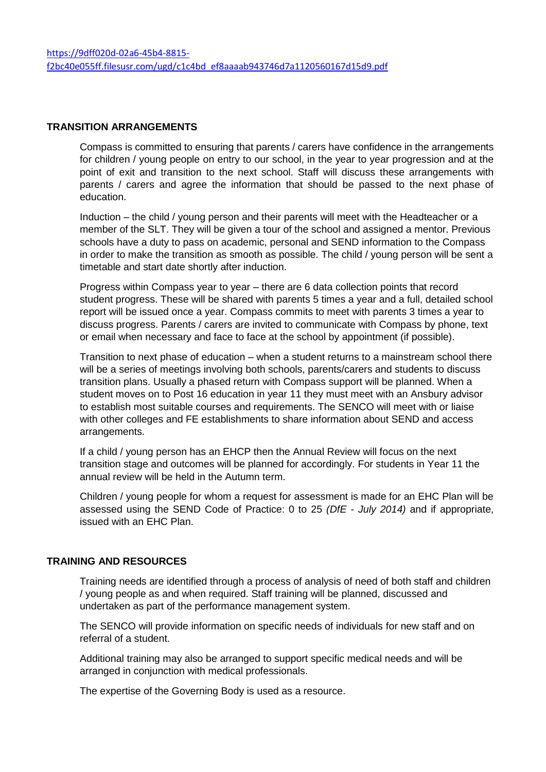https://9dff020d-02a6-45b4-8815-f2bc40e055ff.filesusr.com/ugd/c1c4bd_ef8aaaab943746d7a1120560167d15d9.pdf

## TRANSITION ARRANGEMENTS

Compass is committed to ensuring that parents / carers have confidence in the arrangements for children / young people on entry to our school, in the year to year progression and at the point of exit and transition to the next school. Staff will discuss these arrangements with parents / carers and agree the information that should be passed to the next phase of education.

Induction – the child / young person and their parents will meet with the Headteacher or a member of the SLT. They will be given a tour of the school and assigned a mentor. Previous schools have a duty to pass on academic, personal and SEND information to the Compass in order to make the transition as smooth as possible. The child / young person will be sent a timetable and start date shortly after induction.

Progress within Compass year to year – there are 6 data collection points that record student progress. These will be shared with parents 5 times a year and a full, detailed school report will be issued once a year. Compass commits to meet with parents 3 times a year to discuss progress. Parents / carers are invited to communicate with Compass by phone, text or email when necessary and face to face at the school by appointment (if possible).

Transition to next phase of education – when a student returns to a mainstream school there will be a series of meetings involving both schools, parents/carers and students to discuss transition plans. Usually a phased return with Compass support will be planned. When a student moves on to Post 16 education in year 11 they must meet with an Ansbury advisor to establish most suitable courses and requirements. The SENCO will meet with or liaise with other colleges and FE establishments to share information about SEND and access arrangements.

If a child / young person has an EHCP then the Annual Review will focus on the next transition stage and outcomes will be planned for accordingly. For students in Year 11 the annual review will be held in the Autumn term.

Children / young people for whom a request for assessment is made for an EHC Plan will be assessed using the SEND Code of Practice: 0 to 25 *(DfE - July 2014)* and if appropriate, issued with an EHC Plan.

## TRAINING AND RESOURCES

Training needs are identified through a process of analysis of need of both staff and children / young people as and when required. Staff training will be planned, discussed and undertaken as part of the performance management system.

The SENCO will provide information on specific needs of individuals for new staff and on referral of a student.

Additional training may also be arranged to support specific medical needs and will be arranged in conjunction with medical professionals.

The expertise of the Governing Body is used as a resource.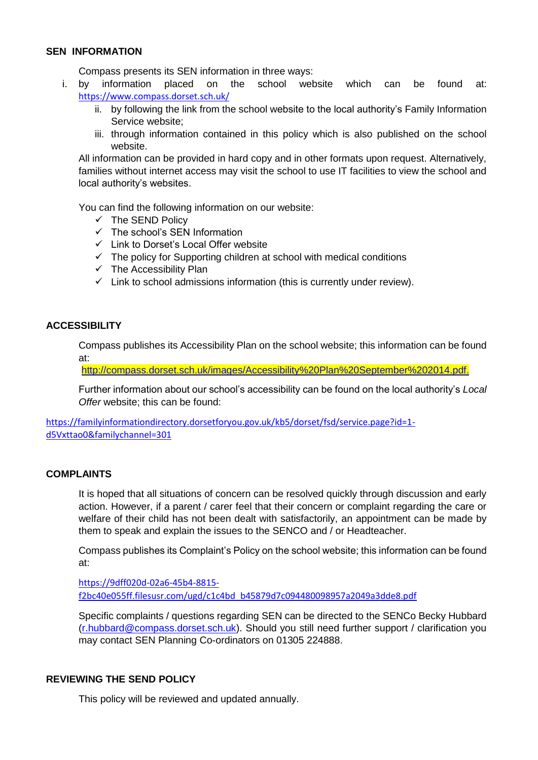## SEN INFORMATION

Compass presents its SEN information in three ways:

1. by information placed on the school website which can be found at: https://www.compass.dorset.sch.uk/
2. by following the link from the school website to the local authority's Family Information Service website;
3. through information contained in this policy which is also published on the school website.

All information can be provided in hard copy and in other formats upon request. Alternatively, families without internet access may visit the school to use IT facilities to view the school and local authority's websites.

You can find the following information on our website:

- ✓ The SEND Policy
- ✓ The school's SEN Information
- ✓ Link to Dorset's Local Offer website
- ✓ The policy for Supporting children at school with medical conditions
- ✓ The Accessibility Plan
- ✓ Link to school admissions information (this is currently under review).

## ACCESSIBILITY

Compass publishes its Accessibility Plan on the school website; this information can be found at:

http://compass.dorset.sch.uk/images/Accessibility%20Plan%20September%202014.pdf.

Further information about our school's accessibility can be found on the local authority's *Local Offer* website; this can be found:

https://familyinformationdirectory.dorsetforyou.gov.uk/kb5/dorset/fsd/service.page?id=1-d5Vxttao0&familychannel=301

## COMPLAINTS

It is hoped that all situations of concern can be resolved quickly through discussion and early action. However, if a parent / carer feel that their concern or complaint regarding the care or welfare of their child has not been dealt with satisfactorily, an appointment can be made by them to speak and explain the issues to the SENCO and / or Headteacher.

Compass publishes its Complaint's Policy on the school website; this information can be found at:

https://9dff020d-02a6-45b4-8815-f2bc40e055ff.filesusr.com/ugd/c1c4bd_b45879d7c094480098957a2049a3dde8.pdf

Specific complaints / questions regarding SEN can be directed to the SENCo Becky Hubbard (r.hubbard@compass.dorset.sch.uk). Should you still need further support / clarification you may contact SEN Planning Co-ordinators on 01305 224888.

## REVIEWING THE SEND POLICY

This policy will be reviewed and updated annually.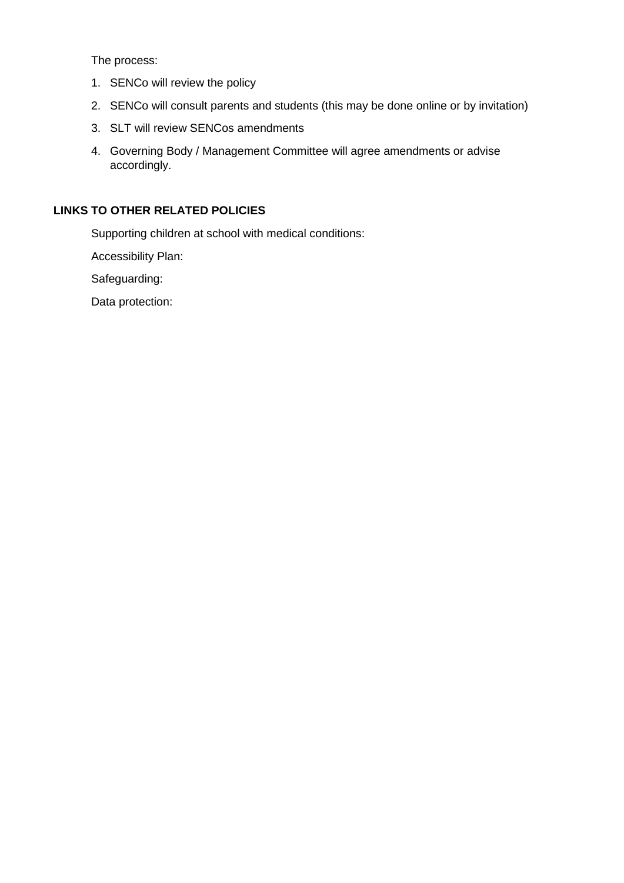The process:

1. SENCo will review the policy
2. SENCo will consult parents and students (this may be done online or by invitation)
3. SLT will review SENCos amendments
4. Governing Body / Management Committee will agree amendments or advise accordingly.

**LINKS TO OTHER RELATED POLICIES**

Supporting children at school with medical conditions:

Accessibility Plan:

Safeguarding:

Data protection: